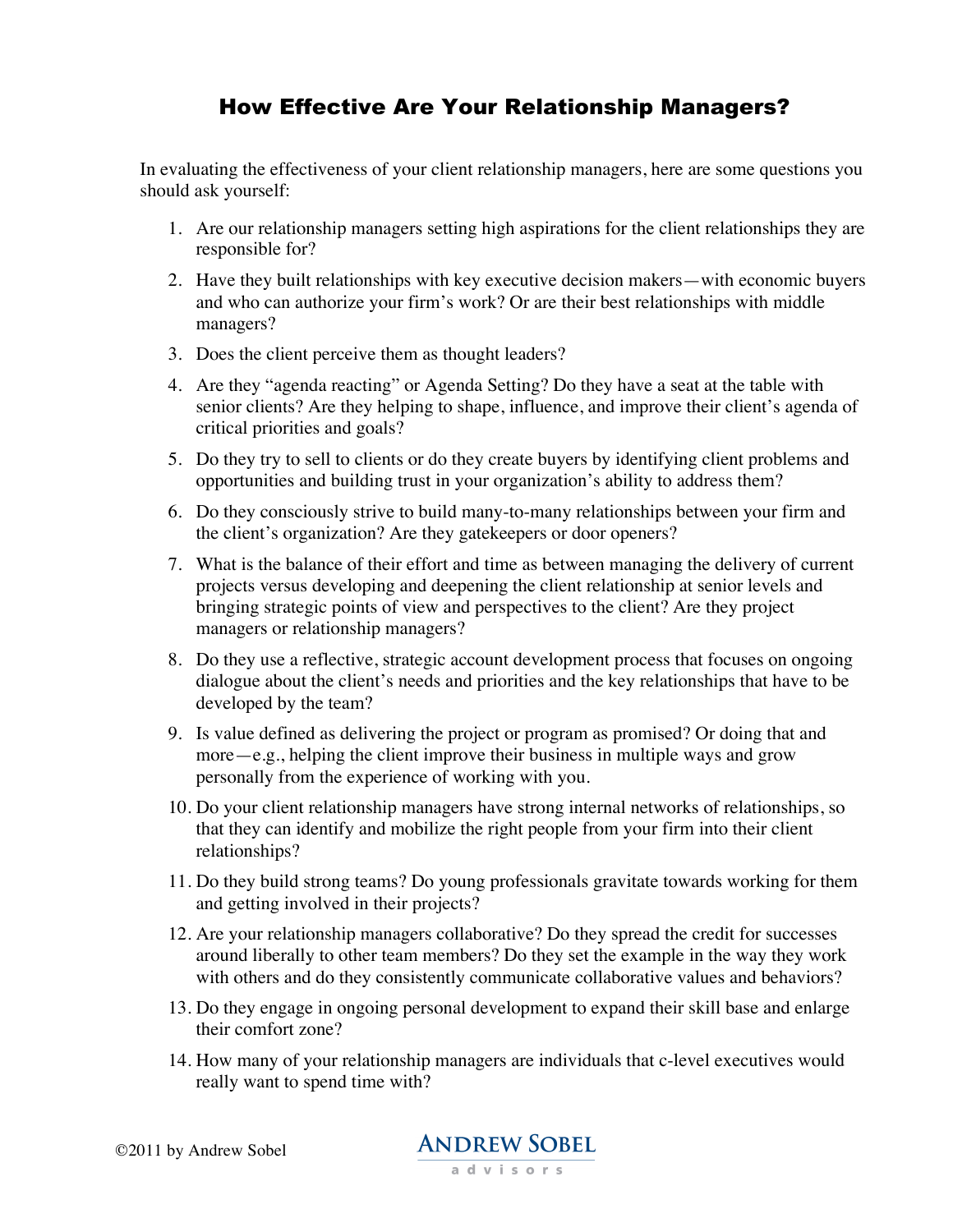# How Effective Are Your Relationship Managers?

In evaluating the effectiveness of your client relationship managers, here are some questions you should ask yourself:

1. Are our relationship managers setting high aspirations for the client relationships they are responsible for?
2. Have they built relationships with key executive decision makers—with economic buyers and who can authorize your firm's work? Or are their best relationships with middle managers?
3. Does the client perceive them as thought leaders?
4. Are they "agenda reacting" or Agenda Setting? Do they have a seat at the table with senior clients? Are they helping to shape, influence, and improve their client's agenda of critical priorities and goals?
5. Do they try to sell to clients or do they create buyers by identifying client problems and opportunities and building trust in your organization's ability to address them?
6. Do they consciously strive to build many-to-many relationships between your firm and the client's organization? Are they gatekeepers or door openers?
7. What is the balance of their effort and time as between managing the delivery of current projects versus developing and deepening the client relationship at senior levels and bringing strategic points of view and perspectives to the client? Are they project managers or relationship managers?
8. Do they use a reflective, strategic account development process that focuses on ongoing dialogue about the client's needs and priorities and the key relationships that have to be developed by the team?
9. Is value defined as delivering the project or program as promised? Or doing that and more—e.g., helping the client improve their business in multiple ways and grow personally from the experience of working with you.
10. Do your client relationship managers have strong internal networks of relationships, so that they can identify and mobilize the right people from your firm into their client relationships?
11. Do they build strong teams? Do young professionals gravitate towards working for them and getting involved in their projects?
12. Are your relationship managers collaborative? Do they spread the credit for successes around liberally to other team members? Do they set the example in the way they work with others and do they consistently communicate collaborative values and behaviors?
13. Do they engage in ongoing personal development to expand their skill base and enlarge their comfort zone?
14. How many of your relationship managers are individuals that c-level executives would really want to spend time with?

©2011 by Andrew Sobel

ANDREW SOBEL advisors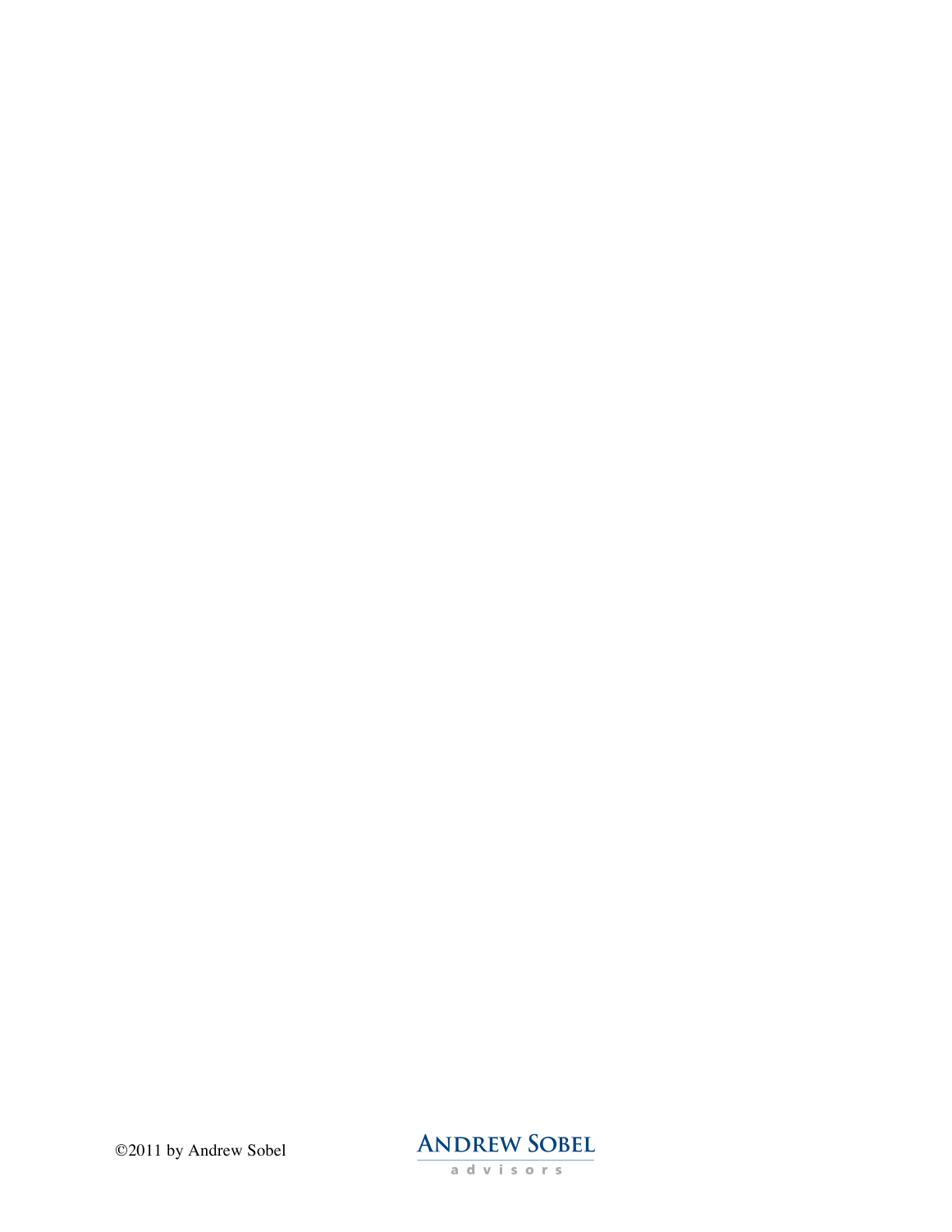©2011 by Andrew Sobel

ANDREW SOBEL
advisors